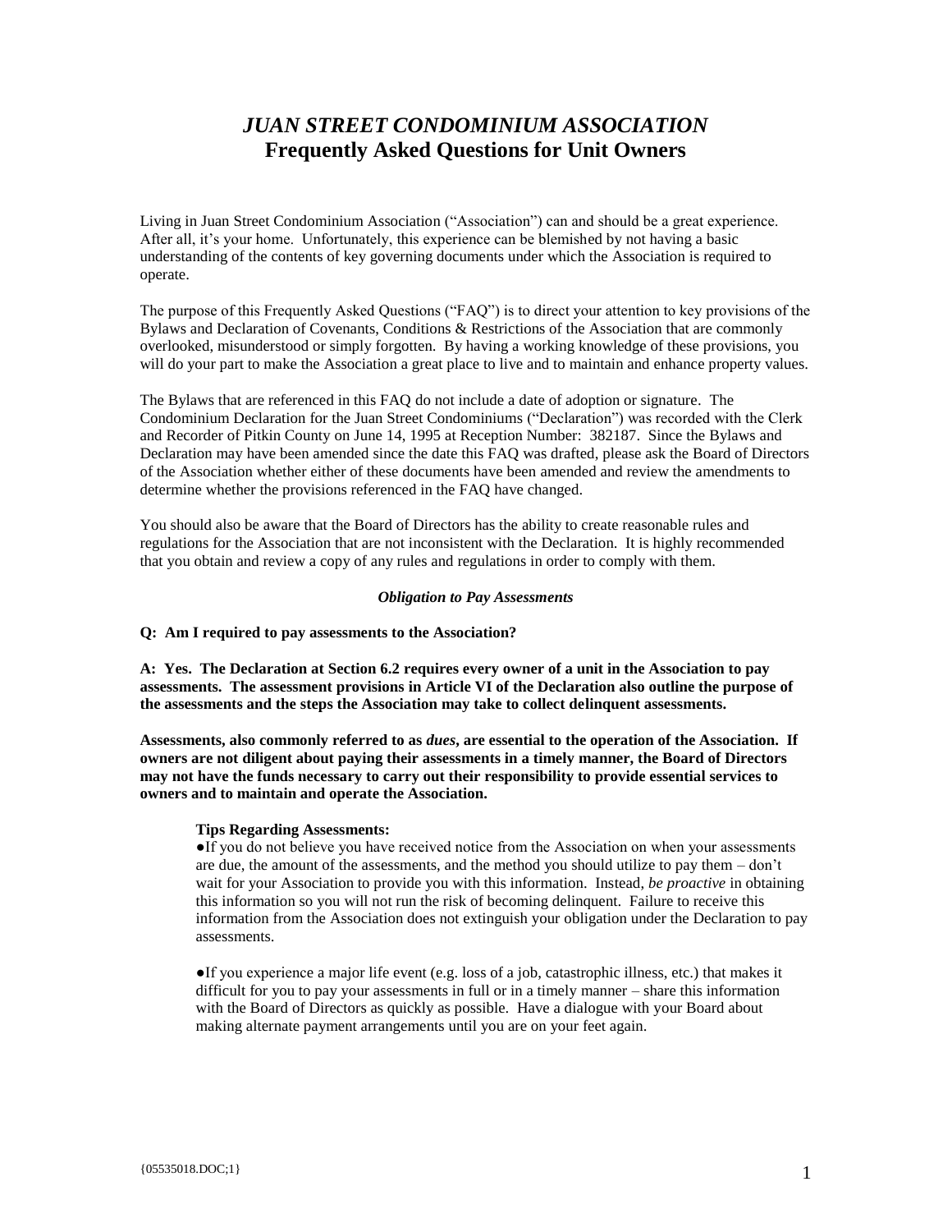# *JUAN STREET CONDOMINIUM ASSOCIATION*
## Frequently Asked Questions for Unit Owners

Living in Juan Street Condominium Association ("Association") can and should be a great experience. After all, it's your home. Unfortunately, this experience can be blemished by not having a basic understanding of the contents of key governing documents under which the Association is required to operate.

The purpose of this Frequently Asked Questions ("FAQ") is to direct your attention to key provisions of the Bylaws and Declaration of Covenants, Conditions & Restrictions of the Association that are commonly overlooked, misunderstood or simply forgotten. By having a working knowledge of these provisions, you will do your part to make the Association a great place to live and to maintain and enhance property values.

The Bylaws that are referenced in this FAQ do not include a date of adoption or signature. The Condominium Declaration for the Juan Street Condominiums ("Declaration") was recorded with the Clerk and Recorder of Pitkin County on June 14, 1995 at Reception Number: 382187. Since the Bylaws and Declaration may have been amended since the date this FAQ was drafted, please ask the Board of Directors of the Association whether either of these documents have been amended and review the amendments to determine whether the provisions referenced in the FAQ have changed.

You should also be aware that the Board of Directors has the ability to create reasonable rules and regulations for the Association that are not inconsistent with the Declaration. It is highly recommended that you obtain and review a copy of any rules and regulations in order to comply with them.

### *Obligation to Pay Assessments*

**Q: Am I required to pay assessments to the Association?**

**A: Yes. The Declaration at Section 6.2 requires every owner of a unit in the Association to pay assessments. The assessment provisions in Article VI of the Declaration also outline the purpose of the assessments and the steps the Association may take to collect delinquent assessments.**

**Assessments, also commonly referred to as *dues*, are essential to the operation of the Association. If owners are not diligent about paying their assessments in a timely manner, the Board of Directors may not have the funds necessary to carry out their responsibility to provide essential services to owners and to maintain and operate the Association.**

**Tips Regarding Assessments:**

- If you do not believe you have received notice from the Association on when your assessments are due, the amount of the assessments, and the method you should utilize to pay them – don't wait for your Association to provide you with this information. Instead, *be proactive* in obtaining this information so you will not run the risk of becoming delinquent. Failure to receive this information from the Association does not extinguish your obligation under the Declaration to pay assessments.

- If you experience a major life event (e.g. loss of a job, catastrophic illness, etc.) that makes it difficult for you to pay your assessments in full or in a timely manner – share this information with the Board of Directors as quickly as possible. Have a dialogue with your Board about making alternate payment arrangements until you are on your feet again.

{05535018.DOC;1}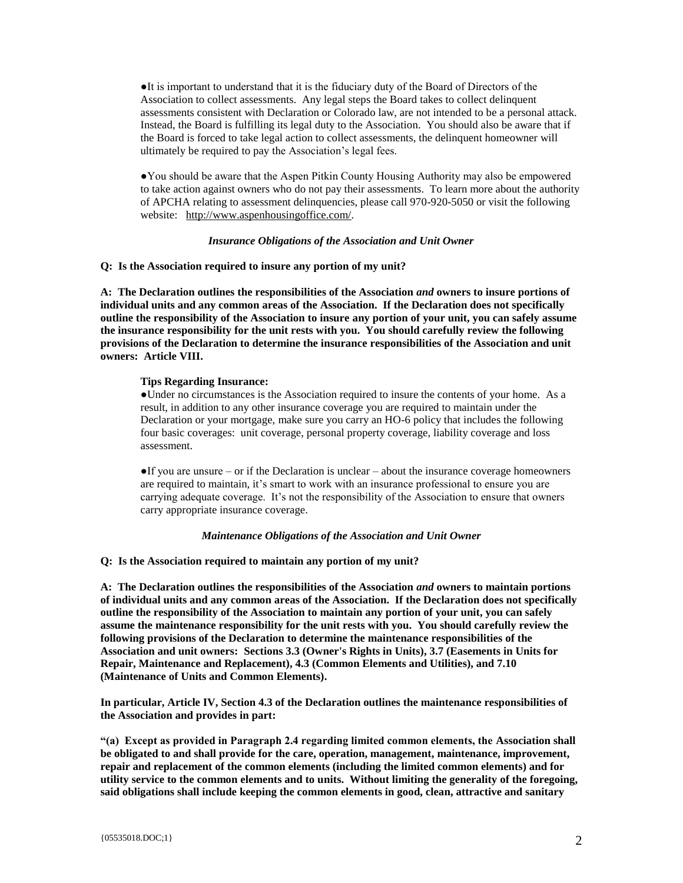●It is important to understand that it is the fiduciary duty of the Board of Directors of the Association to collect assessments. Any legal steps the Board takes to collect delinquent assessments consistent with Declaration or Colorado law, are not intended to be a personal attack. Instead, the Board is fulfilling its legal duty to the Association. You should also be aware that if the Board is forced to take legal action to collect assessments, the delinquent homeowner will ultimately be required to pay the Association's legal fees.

●You should be aware that the Aspen Pitkin County Housing Authority may also be empowered to take action against owners who do not pay their assessments. To learn more about the authority of APCHA relating to assessment delinquencies, please call 970-920-5050 or visit the following website: http://www.aspenhousingoffice.com/.

### *Insurance Obligations of the Association and Unit Owner*

**Q: Is the Association required to insure any portion of my unit?**

**A: The Declaration outlines the responsibilities of the Association *and* owners to insure portions of individual units and any common areas of the Association. If the Declaration does not specifically outline the responsibility of the Association to insure any portion of your unit, you can safely assume the insurance responsibility for the unit rests with you. You should carefully review the following provisions of the Declaration to determine the insurance responsibilities of the Association and unit owners: Article VIII.**

**Tips Regarding Insurance:**

●Under no circumstances is the Association required to insure the contents of your home. As a result, in addition to any other insurance coverage you are required to maintain under the Declaration or your mortgage, make sure you carry an HO-6 policy that includes the following four basic coverages: unit coverage, personal property coverage, liability coverage and loss assessment.

●If you are unsure – or if the Declaration is unclear – about the insurance coverage homeowners are required to maintain, it's smart to work with an insurance professional to ensure you are carrying adequate coverage. It's not the responsibility of the Association to ensure that owners carry appropriate insurance coverage.

### *Maintenance Obligations of the Association and Unit Owner*

**Q: Is the Association required to maintain any portion of my unit?**

**A: The Declaration outlines the responsibilities of the Association *and* owners to maintain portions of individual units and any common areas of the Association. If the Declaration does not specifically outline the responsibility of the Association to maintain any portion of your unit, you can safely assume the maintenance responsibility for the unit rests with you. You should carefully review the following provisions of the Declaration to determine the maintenance responsibilities of the Association and unit owners: Sections 3.3 (Owner's Rights in Units), 3.7 (Easements in Units for Repair, Maintenance and Replacement), 4.3 (Common Elements and Utilities), and 7.10 (Maintenance of Units and Common Elements).**

**In particular, Article IV, Section 4.3 of the Declaration outlines the maintenance responsibilities of the Association and provides in part:**

**"(a) Except as provided in Paragraph 2.4 regarding limited common elements, the Association shall be obligated to and shall provide for the care, operation, management, maintenance, improvement, repair and replacement of the common elements (including the limited common elements) and for utility service to the common elements and to units. Without limiting the generality of the foregoing, said obligations shall include keeping the common elements in good, clean, attractive and sanitary**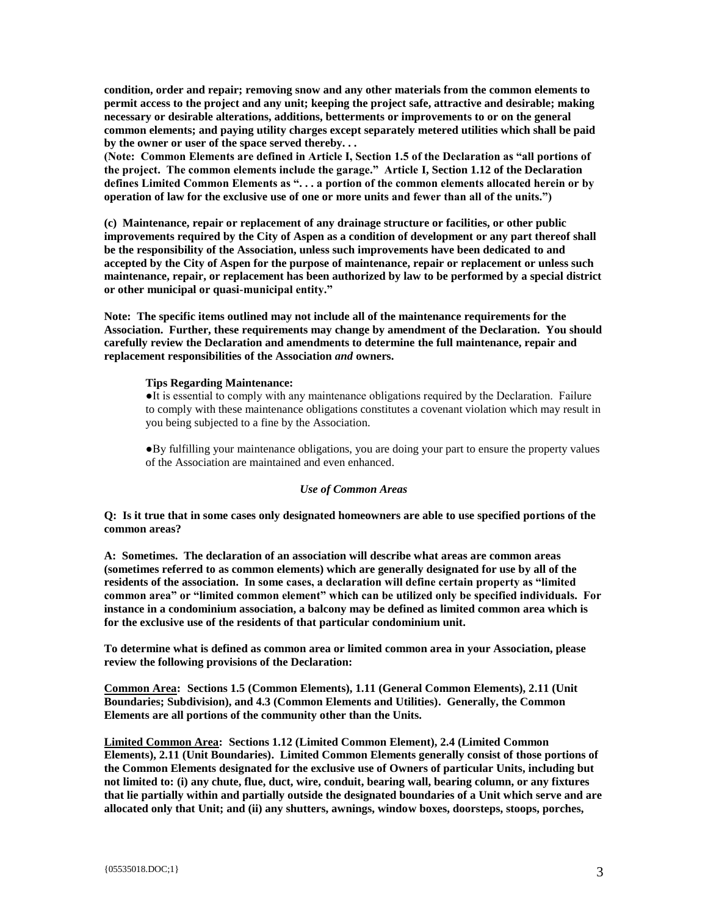**condition, order and repair; removing snow and any other materials from the common elements to permit access to the project and any unit; keeping the project safe, attractive and desirable; making necessary or desirable alterations, additions, betterments or improvements to or on the general common elements; and paying utility charges except separately metered utilities which shall be paid by the owner or user of the space served thereby. . .**

**(Note: Common Elements are defined in Article I, Section 1.5 of the Declaration as "all portions of the project. The common elements include the garage." Article I, Section 1.12 of the Declaration defines Limited Common Elements as ". . . a portion of the common elements allocated herein or by operation of law for the exclusive use of one or more units and fewer than all of the units.")**

**(c) Maintenance, repair or replacement of any drainage structure or facilities, or other public improvements required by the City of Aspen as a condition of development or any part thereof shall be the responsibility of the Association, unless such improvements have been dedicated to and accepted by the City of Aspen for the purpose of maintenance, repair or replacement or unless such maintenance, repair, or replacement has been authorized by law to be performed by a special district or other municipal or quasi-municipal entity."**

**Note: The specific items outlined may not include all of the maintenance requirements for the Association. Further, these requirements may change by amendment of the Declaration. You should carefully review the Declaration and amendments to determine the full maintenance, repair and replacement responsibilities of the Association *and* owners.**

**Tips Regarding Maintenance:**

- It is essential to comply with any maintenance obligations required by the Declaration. Failure to comply with these maintenance obligations constitutes a covenant violation which may result in you being subjected to a fine by the Association.

- By fulfilling your maintenance obligations, you are doing your part to ensure the property values of the Association are maintained and even enhanced.

### *Use of Common Areas*

**Q: Is it true that in some cases only designated homeowners are able to use specified portions of the common areas?**

**A: Sometimes. The declaration of an association will describe what areas are common areas (sometimes referred to as common elements) which are generally designated for use by all of the residents of the association. In some cases, a declaration will define certain property as "limited common area" or "limited common element" which can be utilized only be specified individuals. For instance in a condominium association, a balcony may be defined as limited common area which is for the exclusive use of the residents of that particular condominium unit.**

**To determine what is defined as common area or limited common area in your Association, please review the following provisions of the Declaration:**

**<u>Common Area</u>: Sections 1.5 (Common Elements), 1.11 (General Common Elements), 2.11 (Unit Boundaries; Subdivision), and 4.3 (Common Elements and Utilities). Generally, the Common Elements are all portions of the community other than the Units.**

**<u>Limited Common Area</u>: Sections 1.12 (Limited Common Element), 2.4 (Limited Common Elements), 2.11 (Unit Boundaries). Limited Common Elements generally consist of those portions of the Common Elements designated for the exclusive use of Owners of particular Units, including but not limited to: (i) any chute, flue, duct, wire, conduit, bearing wall, bearing column, or any fixtures that lie partially within and partially outside the designated boundaries of a Unit which serve and are allocated only that Unit; and (ii) any shutters, awnings, window boxes, doorsteps, stoops, porches,**

{05535018.DOC;1}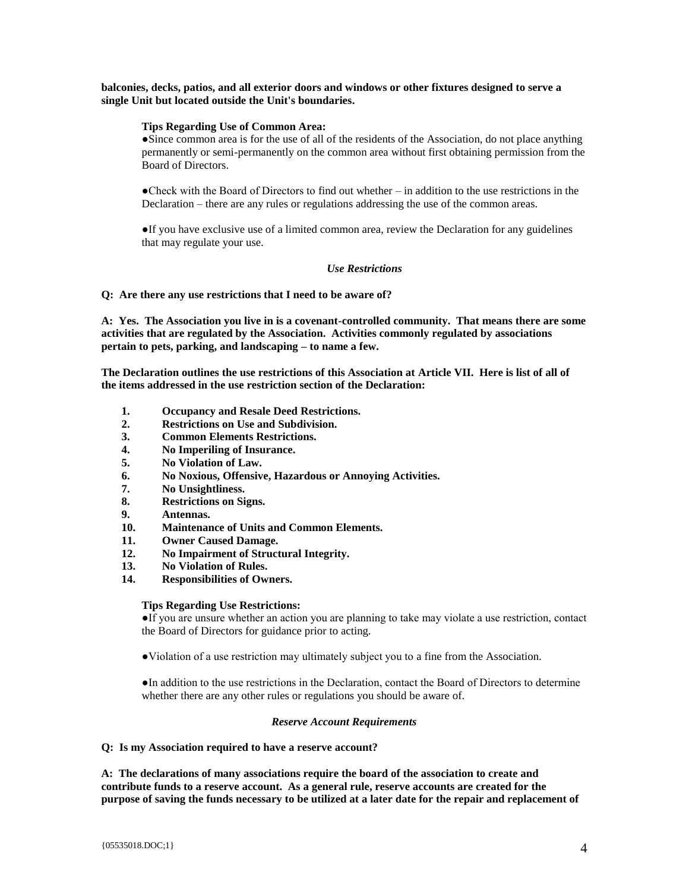**balconies, decks, patios, and all exterior doors and windows or other fixtures designed to serve a single Unit but located outside the Unit's boundaries.**

**Tips Regarding Use of Common Area:**

●Since common area is for the use of all of the residents of the Association, do not place anything permanently or semi-permanently on the common area without first obtaining permission from the Board of Directors.

●Check with the Board of Directors to find out whether – in addition to the use restrictions in the Declaration – there are any rules or regulations addressing the use of the common areas.

●If you have exclusive use of a limited common area, review the Declaration for any guidelines that may regulate your use.

### *Use Restrictions*

**Q: Are there any use restrictions that I need to be aware of?**

**A: Yes. The Association you live in is a covenant-controlled community. That means there are some activities that are regulated by the Association. Activities commonly regulated by associations pertain to pets, parking, and landscaping – to name a few.**

**The Declaration outlines the use restrictions of this Association at Article VII. Here is list of all of the items addressed in the use restriction section of the Declaration:**

1. **Occupancy and Resale Deed Restrictions.**
2. **Restrictions on Use and Subdivision.**
3. **Common Elements Restrictions.**
4. **No Imperiling of Insurance.**
5. **No Violation of Law.**
6. **No Noxious, Offensive, Hazardous or Annoying Activities.**
7. **No Unsightliness.**
8. **Restrictions on Signs.**
9. **Antennas.**
10. **Maintenance of Units and Common Elements.**
11. **Owner Caused Damage.**
12. **No Impairment of Structural Integrity.**
13. **No Violation of Rules.**
14. **Responsibilities of Owners.**

**Tips Regarding Use Restrictions:**

●If you are unsure whether an action you are planning to take may violate a use restriction, contact the Board of Directors for guidance prior to acting.

●Violation of a use restriction may ultimately subject you to a fine from the Association.

●In addition to the use restrictions in the Declaration, contact the Board of Directors to determine whether there are any other rules or regulations you should be aware of.

### *Reserve Account Requirements*

**Q: Is my Association required to have a reserve account?**

**A: The declarations of many associations require the board of the association to create and contribute funds to a reserve account. As a general rule, reserve accounts are created for the purpose of saving the funds necessary to be utilized at a later date for the repair and replacement of**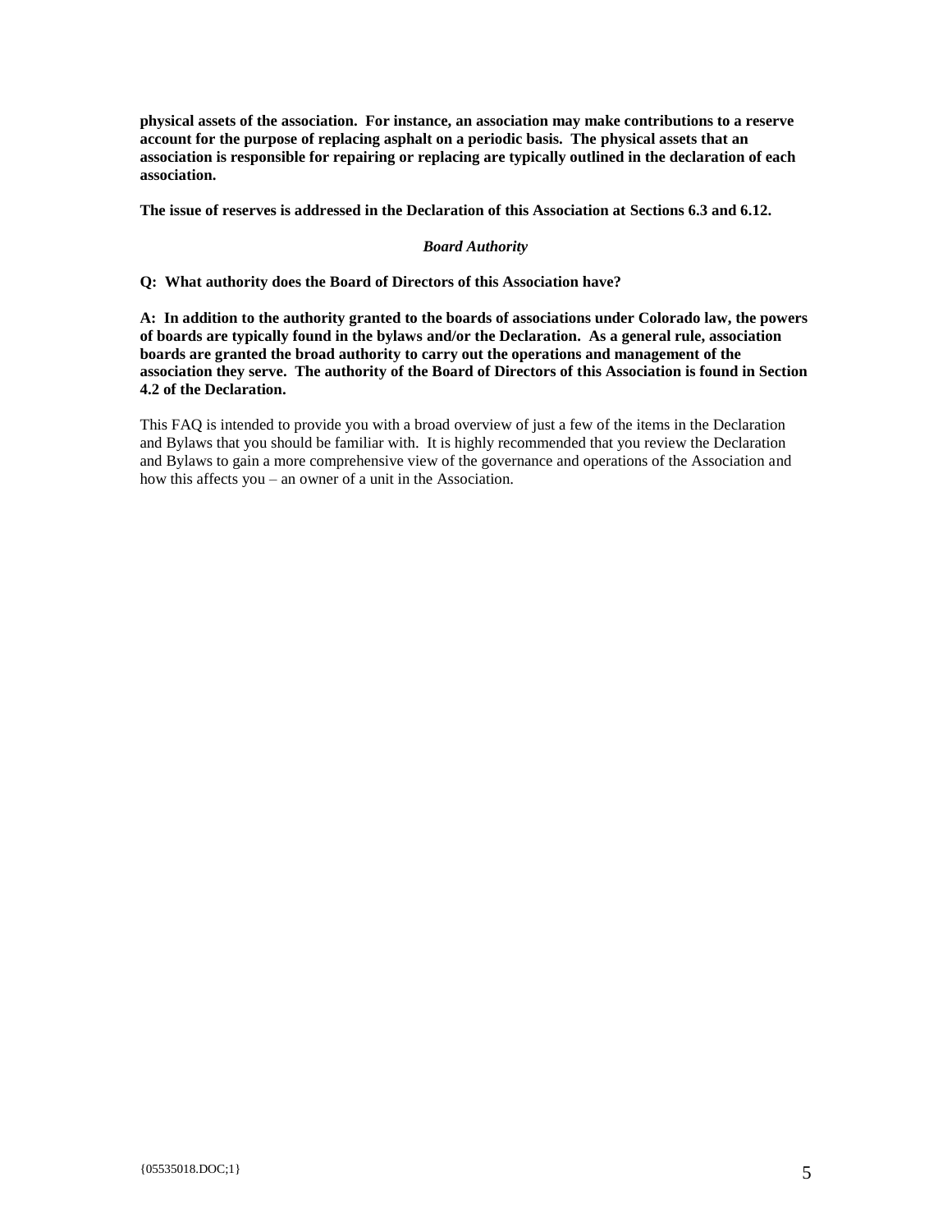**physical assets of the association. For instance, an association may make contributions to a reserve account for the purpose of replacing asphalt on a periodic basis. The physical assets that an association is responsible for repairing or replacing are typically outlined in the declaration of each association.**

**The issue of reserves is addressed in the Declaration of this Association at Sections 6.3 and 6.12.**

***Board Authority***

**Q: What authority does the Board of Directors of this Association have?**

**A: In addition to the authority granted to the boards of associations under Colorado law, the powers of boards are typically found in the bylaws and/or the Declaration. As a general rule, association boards are granted the broad authority to carry out the operations and management of the association they serve. The authority of the Board of Directors of this Association is found in Section 4.2 of the Declaration.**

This FAQ is intended to provide you with a broad overview of just a few of the items in the Declaration and Bylaws that you should be familiar with. It is highly recommended that you review the Declaration and Bylaws to gain a more comprehensive view of the governance and operations of the Association and how this affects you – an owner of a unit in the Association.